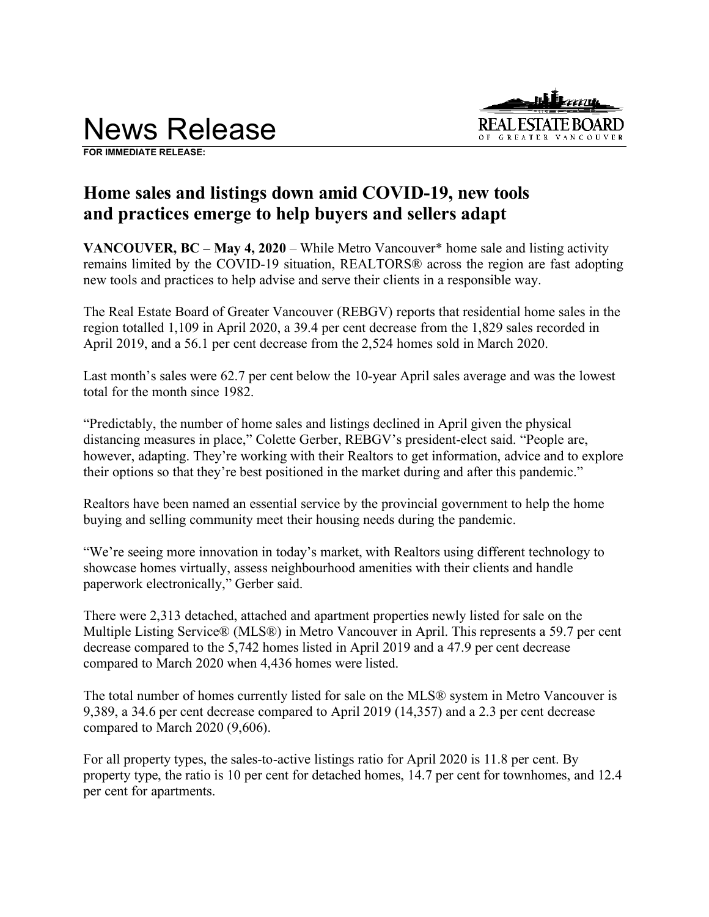# News Release

**FOR IMMEDIATE RELEASE:**

REAL ESTATE BOARD OF GREATER VANCOUVER

## Home sales and listings down amid COVID-19, new tools and practices emerge to help buyers and sellers adapt

**VANCOUVER, BC – May 4, 2020** – While Metro Vancouver* home sale and listing activity remains limited by the COVID-19 situation, REALTORS® across the region are fast adopting new tools and practices to help advise and serve their clients in a responsible way.

The Real Estate Board of Greater Vancouver (REBGV) reports that residential home sales in the region totalled 1,109 in April 2020, a 39.4 per cent decrease from the 1,829 sales recorded in April 2019, and a 56.1 per cent decrease from the 2,524 homes sold in March 2020.

Last month's sales were 62.7 per cent below the 10-year April sales average and was the lowest total for the month since 1982.

"Predictably, the number of home sales and listings declined in April given the physical distancing measures in place," Colette Gerber, REBGV's president-elect said. "People are, however, adapting. They're working with their Realtors to get information, advice and to explore their options so that they're best positioned in the market during and after this pandemic."

Realtors have been named an essential service by the provincial government to help the home buying and selling community meet their housing needs during the pandemic.

"We're seeing more innovation in today's market, with Realtors using different technology to showcase homes virtually, assess neighbourhood amenities with their clients and handle paperwork electronically," Gerber said.

There were 2,313 detached, attached and apartment properties newly listed for sale on the Multiple Listing Service® (MLS®) in Metro Vancouver in April. This represents a 59.7 per cent decrease compared to the 5,742 homes listed in April 2019 and a 47.9 per cent decrease compared to March 2020 when 4,436 homes were listed.

The total number of homes currently listed for sale on the MLS® system in Metro Vancouver is 9,389, a 34.6 per cent decrease compared to April 2019 (14,357) and a 2.3 per cent decrease compared to March 2020 (9,606).

For all property types, the sales-to-active listings ratio for April 2020 is 11.8 per cent. By property type, the ratio is 10 per cent for detached homes, 14.7 per cent for townhomes, and 12.4 per cent for apartments.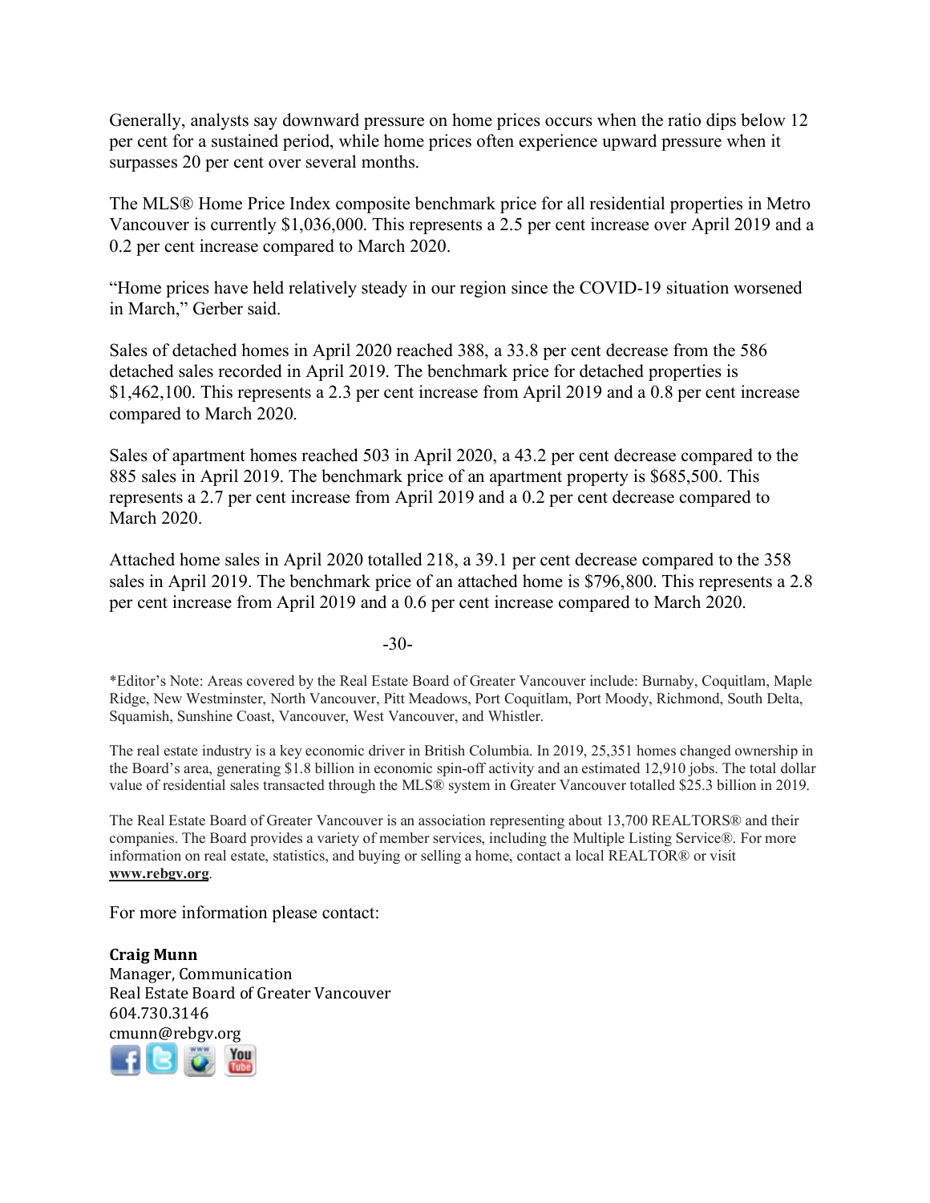Generally, analysts say downward pressure on home prices occurs when the ratio dips below 12 per cent for a sustained period, while home prices often experience upward pressure when it surpasses 20 per cent over several months.

The MLS® Home Price Index composite benchmark price for all residential properties in Metro Vancouver is currently $1,036,000. This represents a 2.5 per cent increase over April 2019 and a 0.2 per cent increase compared to March 2020.

"Home prices have held relatively steady in our region since the COVID-19 situation worsened in March," Gerber said.

Sales of detached homes in April 2020 reached 388, a 33.8 per cent decrease from the 586 detached sales recorded in April 2019. The benchmark price for detached properties is $1,462,100. This represents a 2.3 per cent increase from April 2019 and a 0.8 per cent increase compared to March 2020.

Sales of apartment homes reached 503 in April 2020, a 43.2 per cent decrease compared to the 885 sales in April 2019. The benchmark price of an apartment property is $685,500. This represents a 2.7 per cent increase from April 2019 and a 0.2 per cent decrease compared to March 2020.

Attached home sales in April 2020 totalled 218, a 39.1 per cent decrease compared to the 358 sales in April 2019. The benchmark price of an attached home is $796,800. This represents a 2.8 per cent increase from April 2019 and a 0.6 per cent increase compared to March 2020.

-30-

*Editor's Note: Areas covered by the Real Estate Board of Greater Vancouver include: Burnaby, Coquitlam, Maple Ridge, New Westminster, North Vancouver, Pitt Meadows, Port Coquitlam, Port Moody, Richmond, South Delta, Squamish, Sunshine Coast, Vancouver, West Vancouver, and Whistler.

The real estate industry is a key economic driver in British Columbia. In 2019, 25,351 homes changed ownership in the Board's area, generating $1.8 billion in economic spin-off activity and an estimated 12,910 jobs. The total dollar value of residential sales transacted through the MLS® system in Greater Vancouver totalled $25.3 billion in 2019.

The Real Estate Board of Greater Vancouver is an association representing about 13,700 REALTORS® and their companies. The Board provides a variety of member services, including the Multiple Listing Service®. For more information on real estate, statistics, and buying or selling a home, contact a local REALTOR® or visit **www.rebgv.org**.

For more information please contact:

**Craig Munn**
Manager, Communication
Real Estate Board of Greater Vancouver
604.730.3146
cmunn@rebgv.org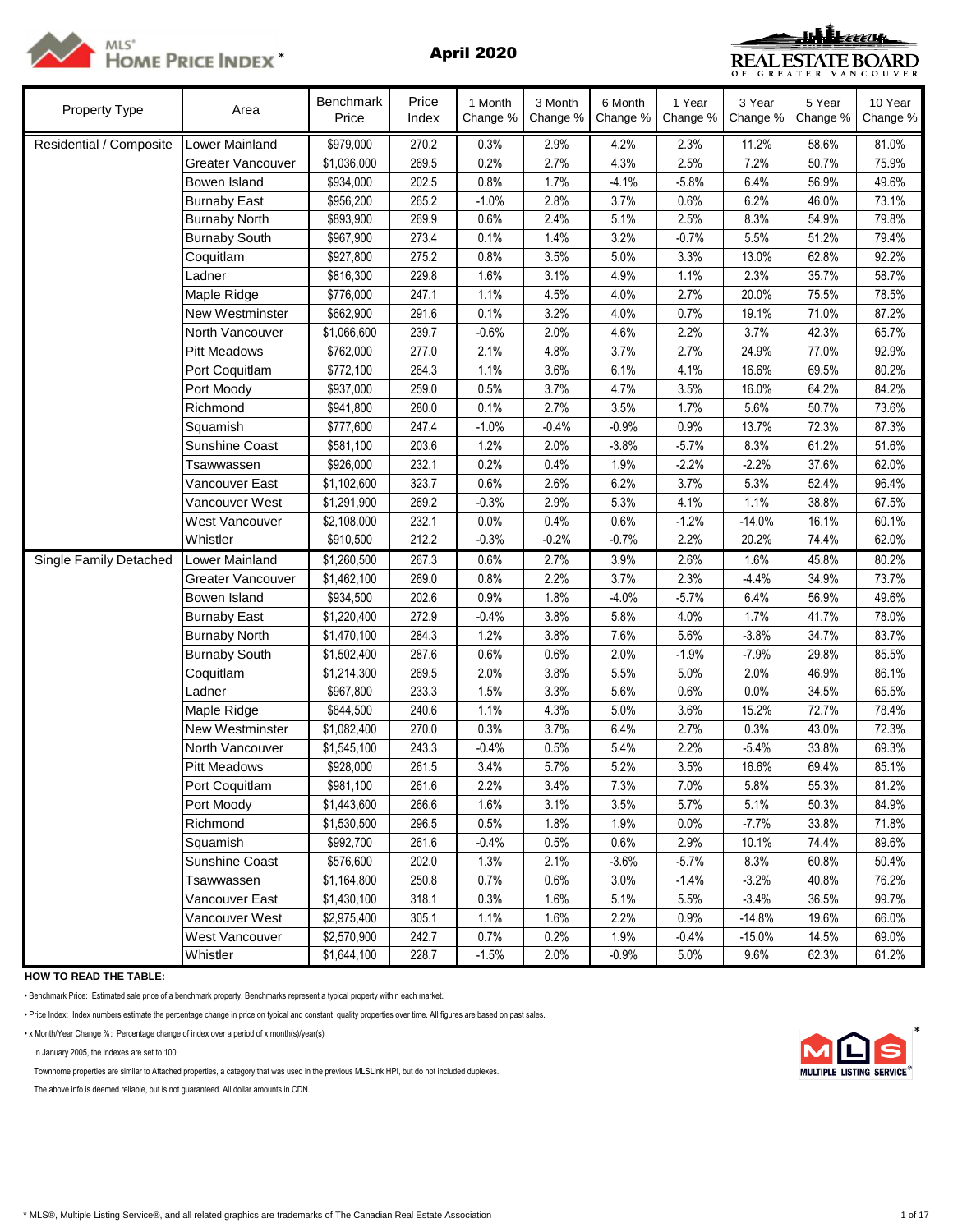**April 2020**

| Property Type | Area | Benchmark Price | Price Index | 1 Month Change % | 3 Month Change % | 6 Month Change % | 1 Year Change % | 3 Year Change % | 5 Year Change % | 10 Year Change % |
|---|---|---|---|---|---|---|---|---|---|---|
| Residential / Composite | Lower Mainland | $979,000 | 270.2 | 0.3% | 2.9% | 4.2% | 2.3% | 11.2% | 58.6% | 81.0% |
| | Greater Vancouver | $1,036,000 | 269.5 | 0.2% | 2.7% | 4.3% | 2.5% | 7.2% | 50.7% | 75.9% |
| | Bowen Island | $934,000 | 202.5 | 0.8% | 1.7% | -4.1% | -5.8% | 6.4% | 56.9% | 49.6% |
| | Burnaby East | $956,200 | 265.2 | -1.0% | 2.8% | 3.7% | 0.6% | 6.2% | 46.0% | 73.1% |
| | Burnaby North | $893,900 | 269.9 | 0.6% | 2.4% | 5.1% | 2.5% | 8.3% | 54.9% | 79.8% |
| | Burnaby South | $967,900 | 273.4 | 0.1% | 1.4% | 3.2% | -0.7% | 5.5% | 51.2% | 79.4% |
| | Coquitlam | $927,800 | 275.2 | 0.8% | 3.5% | 5.0% | 3.3% | 13.0% | 62.8% | 92.2% |
| | Ladner | $816,300 | 229.8 | 1.6% | 3.1% | 4.9% | 1.1% | 2.3% | 35.7% | 58.7% |
| | Maple Ridge | $776,000 | 247.1 | 1.1% | 4.5% | 4.0% | 2.7% | 20.0% | 75.5% | 78.5% |
| | New Westminster | $662,900 | 291.6 | 0.1% | 3.2% | 4.0% | 0.7% | 19.1% | 71.0% | 87.2% |
| | North Vancouver | $1,066,600 | 239.7 | -0.6% | 2.0% | 4.6% | 2.2% | 3.7% | 42.3% | 65.7% |
| | Pitt Meadows | $762,000 | 277.0 | 2.1% | 4.8% | 3.7% | 2.7% | 24.9% | 77.0% | 92.9% |
| | Port Coquitlam | $772,100 | 264.3 | 1.1% | 3.6% | 6.1% | 4.1% | 16.6% | 69.5% | 80.2% |
| | Port Moody | $937,000 | 259.0 | 0.5% | 3.7% | 4.7% | 3.5% | 16.0% | 64.2% | 84.2% |
| | Richmond | $941,800 | 280.0 | 0.1% | 2.7% | 3.5% | 1.7% | 5.6% | 50.7% | 73.6% |
| | Squamish | $777,600 | 247.4 | -1.0% | -0.4% | -0.9% | 0.9% | 13.7% | 72.3% | 87.3% |
| | Sunshine Coast | $581,100 | 203.6 | 1.2% | 2.0% | -3.8% | -5.7% | 8.3% | 61.2% | 51.6% |
| | Tsawwassen | $926,000 | 232.1 | 0.2% | 0.4% | 1.9% | -2.2% | -2.2% | 37.6% | 62.0% |
| | Vancouver East | $1,102,600 | 323.7 | 0.6% | 2.6% | 6.2% | 3.7% | 5.3% | 52.4% | 96.4% |
| | Vancouver West | $1,291,900 | 269.2 | -0.3% | 2.9% | 5.3% | 4.1% | 1.1% | 38.8% | 67.5% |
| | West Vancouver | $2,108,000 | 232.1 | 0.0% | 0.4% | 0.6% | -1.2% | -14.0% | 16.1% | 60.1% |
| | Whistler | $910,500 | 212.2 | -0.3% | -0.2% | -0.7% | 2.2% | 20.2% | 74.4% | 62.0% |
| Single Family Detached | Lower Mainland | $1,260,500 | 267.3 | 0.6% | 2.7% | 3.9% | 2.6% | 1.6% | 45.8% | 80.2% |
| | Greater Vancouver | $1,462,100 | 269.0 | 0.8% | 2.2% | 3.7% | 2.3% | -4.4% | 34.9% | 73.7% |
| | Bowen Island | $934,500 | 202.6 | 0.9% | 1.8% | -4.0% | -5.7% | 6.4% | 56.9% | 49.6% |
| | Burnaby East | $1,220,400 | 272.9 | -0.4% | 3.8% | 5.8% | 4.0% | 1.7% | 41.7% | 78.0% |
| | Burnaby North | $1,470,100 | 284.3 | 1.2% | 3.8% | 7.6% | 5.6% | -3.8% | 34.7% | 83.7% |
| | Burnaby South | $1,502,400 | 287.6 | 0.6% | 0.6% | 2.0% | -1.9% | -7.9% | 29.8% | 85.5% |
| | Coquitlam | $1,214,300 | 269.5 | 2.0% | 3.8% | 5.5% | 5.0% | 2.0% | 46.9% | 86.1% |
| | Ladner | $967,800 | 233.3 | 1.5% | 3.3% | 5.6% | 0.6% | 0.0% | 34.5% | 65.5% |
| | Maple Ridge | $844,500 | 240.6 | 1.1% | 4.3% | 5.0% | 3.6% | 15.2% | 72.7% | 78.4% |
| | New Westminster | $1,082,400 | 270.0 | 0.3% | 3.7% | 6.4% | 2.7% | 0.3% | 43.0% | 72.3% |
| | North Vancouver | $1,545,100 | 243.3 | -0.4% | 0.5% | 5.4% | 2.2% | -5.4% | 33.8% | 69.3% |
| | Pitt Meadows | $928,000 | 261.5 | 3.4% | 5.7% | 5.2% | 3.5% | 16.6% | 69.4% | 85.1% |
| | Port Coquitlam | $981,100 | 261.6 | 2.2% | 3.4% | 7.3% | 7.0% | 5.8% | 55.3% | 81.2% |
| | Port Moody | $1,443,600 | 266.6 | 1.6% | 3.1% | 3.5% | 5.7% | 5.1% | 50.3% | 84.9% |
| | Richmond | $1,530,500 | 296.5 | 0.5% | 1.8% | 1.9% | 0.0% | -7.7% | 33.8% | 71.8% |
| | Squamish | $992,700 | 261.6 | -0.4% | 0.5% | 0.6% | 2.9% | 10.1% | 74.4% | 89.6% |
| | Sunshine Coast | $576,600 | 202.0 | 1.3% | 2.1% | -3.6% | -5.7% | 8.3% | 60.8% | 50.4% |
| | Tsawwassen | $1,164,800 | 250.8 | 0.7% | 0.6% | 3.0% | -1.4% | -3.2% | 40.8% | 76.2% |
| | Vancouver East | $1,430,100 | 318.1 | 0.3% | 1.6% | 5.1% | 5.5% | -3.4% | 36.5% | 99.7% |
| | Vancouver West | $2,975,400 | 305.1 | 1.1% | 1.6% | 2.2% | 0.9% | -14.8% | 19.6% | 66.0% |
| | West Vancouver | $2,570,900 | 242.7 | 0.7% | 0.2% | 1.9% | -0.4% | -15.0% | 14.5% | 69.0% |
| | Whistler | $1,644,100 | 228.7 | -1.5% | 2.0% | -0.9% | 5.0% | 9.6% | 62.3% | 61.2% |

**HOW TO READ THE TABLE:**

• Benchmark Price: Estimated sale price of a benchmark property. Benchmarks represent a typical property within each market.

• Price Index: Index numbers estimate the percentage change in price on typical and constant quality properties over time. All figures are based on past sales.

• x Month/Year Change %: Percentage change of index over a period of x month(s)/year(s)

In January 2005, the indexes are set to 100.

Townhome properties are similar to Attached properties, a category that was used in the previous MLSLink HPI, but do not included duplexes.

The above info is deemed reliable, but is not guaranteed. All dollar amounts in CDN.

* MLS®, Multiple Listing Service®, and all related graphics are trademarks of The Canadian Real Estate Association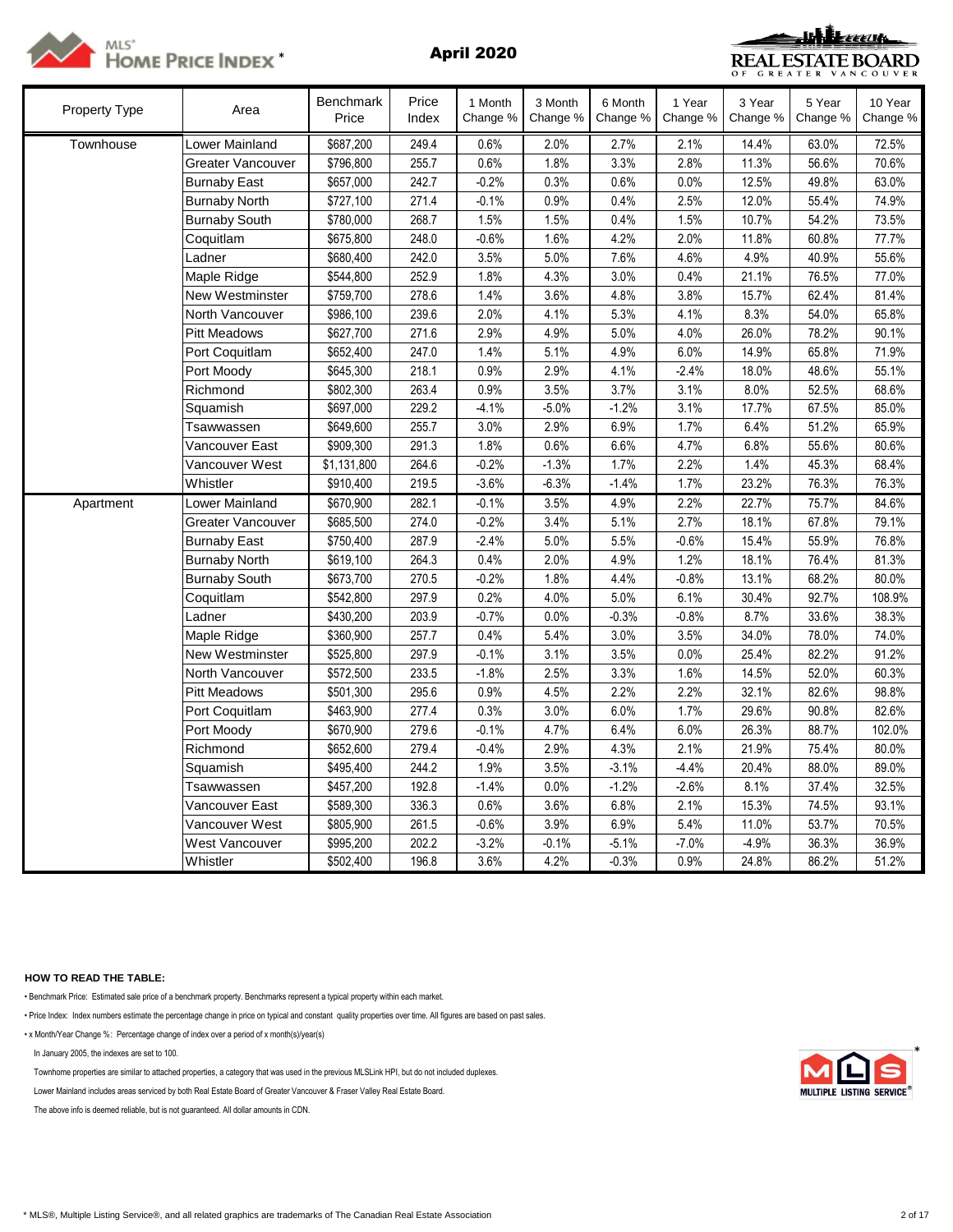MLS® HOME PRICE INDEX *

**April 2020**

REAL ESTATE BOARD OF GREATER VANCOUVER

| Property Type | Area | Benchmark Price | Price Index | 1 Month Change % | 3 Month Change % | 6 Month Change % | 1 Year Change % | 3 Year Change % | 5 Year Change % | 10 Year Change % |
|---|---|---|---|---|---|---|---|---|---|---|
| Townhouse | Lower Mainland | $687,200 | 249.4 | 0.6% | 2.0% | 2.7% | 2.1% | 14.4% | 63.0% | 72.5% |
| | Greater Vancouver | $796,800 | 255.7 | 0.6% | 1.8% | 3.3% | 2.8% | 11.3% | 56.6% | 70.6% |
| | Burnaby East | $657,000 | 242.7 | -0.2% | 0.3% | 0.6% | 0.0% | 12.5% | 49.8% | 63.0% |
| | Burnaby North | $727,100 | 271.4 | -0.1% | 0.9% | 0.4% | 2.5% | 12.0% | 55.4% | 74.9% |
| | Burnaby South | $780,000 | 268.7 | 1.5% | 1.5% | 0.4% | 1.5% | 10.7% | 54.2% | 73.5% |
| | Coquitlam | $675,800 | 248.0 | -0.6% | 1.6% | 4.2% | 2.0% | 11.8% | 60.8% | 77.7% |
| | Ladner | $680,400 | 242.0 | 3.5% | 5.0% | 7.6% | 4.6% | 4.9% | 40.9% | 55.6% |
| | Maple Ridge | $544,800 | 252.9 | 1.8% | 4.3% | 3.0% | 0.4% | 21.1% | 76.5% | 77.0% |
| | New Westminster | $759,700 | 278.6 | 1.4% | 3.6% | 4.8% | 3.8% | 15.7% | 62.4% | 81.4% |
| | North Vancouver | $986,100 | 239.6 | 2.0% | 4.1% | 5.3% | 4.1% | 8.3% | 54.0% | 65.8% |
| | Pitt Meadows | $627,700 | 271.6 | 2.9% | 4.9% | 5.0% | 4.0% | 26.0% | 78.2% | 90.1% |
| | Port Coquitlam | $652,400 | 247.0 | 1.4% | 5.1% | 4.9% | 6.0% | 14.9% | 65.8% | 71.9% |
| | Port Moody | $645,300 | 218.1 | 0.9% | 2.9% | 4.1% | -2.4% | 18.0% | 48.6% | 55.1% |
| | Richmond | $802,300 | 263.4 | 0.9% | 3.5% | 3.7% | 3.1% | 8.0% | 52.5% | 68.6% |
| | Squamish | $697,000 | 229.2 | -4.1% | -5.0% | -1.2% | 3.1% | 17.7% | 67.5% | 85.0% |
| | Tsawwassen | $649,600 | 255.7 | 3.0% | 2.9% | 6.9% | 1.7% | 6.4% | 51.2% | 65.9% |
| | Vancouver East | $909,300 | 291.3 | 1.8% | 0.6% | 6.6% | 4.7% | 6.8% | 55.6% | 80.6% |
| | Vancouver West | $1,131,800 | 264.6 | -0.2% | -1.3% | 1.7% | 2.2% | 1.4% | 45.3% | 68.4% |
| | Whistler | $910,400 | 219.5 | -3.6% | -6.3% | -1.4% | 1.7% | 23.2% | 76.3% | 76.3% |
| Apartment | Lower Mainland | $670,900 | 282.1 | -0.1% | 3.5% | 4.9% | 2.2% | 22.7% | 75.7% | 84.6% |
| | Greater Vancouver | $685,500 | 274.0 | -0.2% | 3.4% | 5.1% | 2.7% | 18.1% | 67.8% | 79.1% |
| | Burnaby East | $750,400 | 287.9 | -2.4% | 5.0% | 5.5% | -0.6% | 15.4% | 55.9% | 76.8% |
| | Burnaby North | $619,100 | 264.3 | 0.4% | 2.0% | 4.9% | 1.2% | 18.1% | 76.4% | 81.3% |
| | Burnaby South | $673,700 | 270.5 | -0.2% | 1.8% | 4.4% | -0.8% | 13.1% | 68.2% | 80.0% |
| | Coquitlam | $542,800 | 297.9 | 0.2% | 4.0% | 5.0% | 6.1% | 30.4% | 92.7% | 108.9% |
| | Ladner | $430,200 | 203.9 | -0.7% | 0.0% | -0.3% | -0.8% | 8.7% | 33.6% | 38.3% |
| | Maple Ridge | $360,900 | 257.7 | 0.4% | 5.4% | 3.0% | 3.5% | 34.0% | 78.0% | 74.0% |
| | New Westminster | $525,800 | 297.9 | -0.1% | 3.1% | 3.5% | 0.0% | 25.4% | 82.2% | 91.2% |
| | North Vancouver | $572,500 | 233.5 | -1.8% | 2.5% | 3.3% | 1.6% | 14.5% | 52.0% | 60.3% |
| | Pitt Meadows | $501,300 | 295.6 | 0.9% | 4.5% | 2.2% | 2.2% | 32.1% | 82.6% | 98.8% |
| | Port Coquitlam | $463,900 | 277.4 | 0.3% | 3.0% | 6.0% | 1.7% | 29.6% | 90.8% | 82.6% |
| | Port Moody | $670,900 | 279.6 | -0.1% | 4.7% | 6.4% | 6.0% | 26.3% | 88.7% | 102.0% |
| | Richmond | $652,600 | 279.4 | -0.4% | 2.9% | 4.3% | 2.1% | 21.9% | 75.4% | 80.0% |
| | Squamish | $495,400 | 244.2 | 1.9% | 3.5% | -3.1% | -4.4% | 20.4% | 88.0% | 89.0% |
| | Tsawwassen | $457,200 | 192.8 | -1.4% | 0.0% | -1.2% | -2.6% | 8.1% | 37.4% | 32.5% |
| | Vancouver East | $589,300 | 336.3 | 0.6% | 3.6% | 6.8% | 2.1% | 15.3% | 74.5% | 93.1% |
| | Vancouver West | $805,900 | 261.5 | -0.6% | 3.9% | 6.9% | 5.4% | 11.0% | 53.7% | 70.5% |
| | West Vancouver | $995,200 | 202.2 | -3.2% | -0.1% | -5.1% | -7.0% | -4.9% | 36.3% | 36.9% |
| | Whistler | $502,400 | 196.8 | 3.6% | 4.2% | -0.3% | 0.9% | 24.8% | 86.2% | 51.2% |

**HOW TO READ THE TABLE:**

- Benchmark Price: Estimated sale price of a benchmark property. Benchmarks represent a typical property within each market.
- Price Index: Index numbers estimate the percentage change in price on typical and constant quality properties over time. All figures are based on past sales.
- x Month/Year Change %: Percentage change of index over a period of x month(s)/year(s)

In January 2005, the indexes are set to 100.

Townhome properties are similar to attached properties, a category that was used in the previous MLSLink HPI, but do not included duplexes.

Lower Mainland includes areas serviced by both Real Estate Board of Greater Vancouver & Fraser Valley Real Estate Board.

The above info is deemed reliable, but is not guaranteed. All dollar amounts in CDN.

* MLS®, Multiple Listing Service®, and all related graphics are trademarks of The Canadian Real Estate Association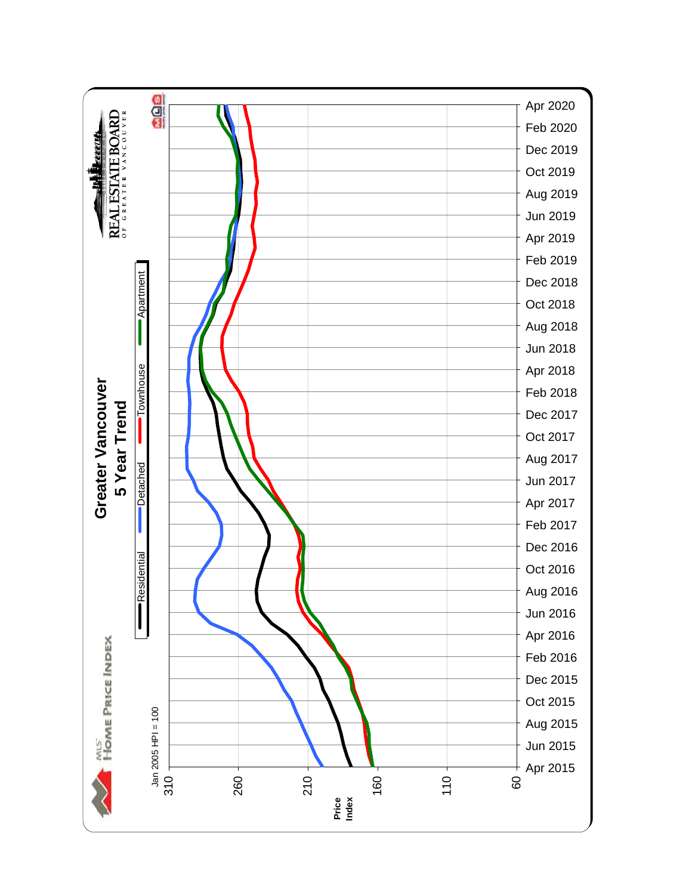# Greater Vancouver
## 5 Year Trend

MLS® HOME PRICE INDEX

REAL ESTATE BOARD OF GREATER VANCOUVER

Legend: Residential, Detached, Townhouse, Apartment

Jan 2005 HPI = 100

Price Index: 310, 260, 210, 160, 110, 60

Apr 2015, Jun 2015, Aug 2015, Oct 2015, Dec 2015, Feb 2016, Apr 2016, Jun 2016, Aug 2016, Oct 2016, Dec 2016, Feb 2017, Apr 2017, Jun 2017, Aug 2017, Oct 2017, Dec 2017, Feb 2018, Apr 2018, Jun 2018, Aug 2018, Oct 2018, Dec 2018, Feb 2019, Apr 2019, Jun 2019, Aug 2019, Oct 2019, Dec 2019, Feb 2020, Apr 2020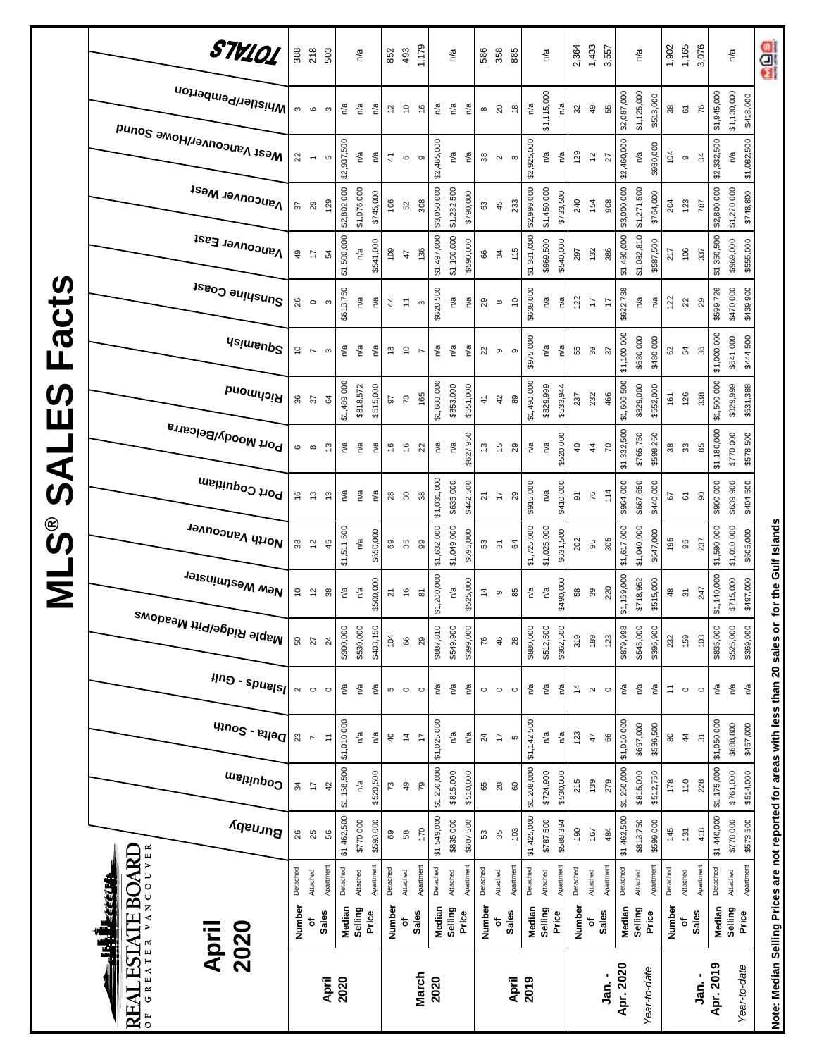# MLS® SALES Facts

REAL ESTATE BOARD OF GREATER VANCOUVER

## April 2020

| | | | Burnaby | Coquitlam | Delta - South | Islands - Gulf | Maple Ridge/Pitt Meadows | New Westminster | North Vancouver | Port Coquitlam | Port Moody/Belcarra | Richmond | Squamish | Sunshine Coast | Vancouver East | Vancouver West | West Vancouver/Howe Sound | Whistler/Pemberton | TOTALS |
|---|---|---|---|---|---|---|---|---|---|---|---|---|---|---|---|---|---|---|---|
| **April 2020** | Number of Sales | Detached | 26 | 34 | 23 | 2 | 50 | 10 | 38 | 16 | 6 | 36 | 10 | 26 | 49 | 37 | 22 | 3 | 388 |
| | | Attached | 25 | 17 | 7 | 0 | 27 | 12 | 12 | 13 | 8 | 37 | 7 | 0 | 17 | 29 | 1 | 6 | 218 |
| | | Apartment | 56 | 42 | 11 | 0 | 24 | 38 | 45 | 13 | 13 | 64 | 3 | 3 | 54 | 129 | 5 | 3 | 503 |
| | Median Selling Price | Detached | $1,462,500 | $1,158,500 | $1,010,000 | n/a | $900,000 | n/a | $1,511,500 | n/a | n/a | $1,489,000 | n/a | $613,750 | $1,500,000 | $2,802,000 | $2,937,500 | n/a | n/a |
| | | Attached | $770,000 | n/a | n/a | n/a | $530,000 | n/a | n/a | n/a | n/a | $818,572 | n/a | n/a | n/a | $1,076,000 | n/a | n/a | |
| | | Apartment | $593,000 | $520,500 | n/a | n/a | $403,150 | $500,000 | $650,000 | n/a | n/a | $515,000 | n/a | n/a | $541,000 | $745,000 | n/a | n/a | |
| **March 2020** | Number of Sales | Detached | 69 | 73 | 40 | 5 | 104 | 21 | 69 | 28 | 16 | 97 | 18 | 44 | 109 | 106 | 41 | 12 | 852 |
| | | Attached | 58 | 49 | 14 | 0 | 66 | 16 | 35 | 30 | 16 | 73 | 10 | 11 | 47 | 52 | 6 | 10 | 493 |
| | | Apartment | 170 | 79 | 17 | 0 | 29 | 81 | 99 | 38 | 22 | 165 | 7 | 3 | 136 | 308 | 9 | 16 | 1,179 |
| | Median Selling Price | Detached | $1,549,000 | $1,250,000 | $1,025,000 | n/a | $887,810 | $1,200,000 | $1,632,000 | $1,031,000 | n/a | $1,608,000 | n/a | $628,500 | $1,497,000 | $3,050,000 | $2,465,000 | n/a | n/a |
| | | Attached | $835,000 | $815,000 | n/a | n/a | $549,900 | n/a | $1,049,000 | $635,000 | n/a | $853,000 | n/a | n/a | $1,100,000 | $1,232,500 | n/a | n/a | |
| | | Apartment | $607,500 | $510,000 | n/a | n/a | $399,000 | $525,000 | $695,000 | $442,500 | $627,950 | $551,000 | n/a | n/a | $590,000 | $790,000 | n/a | n/a | |
| **April 2019** | Number of Sales | Detached | 53 | 65 | 24 | 0 | 76 | 14 | 53 | 21 | 13 | 41 | 22 | 29 | 66 | 63 | 38 | 8 | 586 |
| | | Attached | 35 | 28 | 17 | 0 | 46 | 9 | 31 | 17 | 15 | 42 | 9 | 8 | 34 | 45 | 2 | 20 | 358 |
| | | Apartment | 103 | 60 | 5 | 0 | 28 | 85 | 64 | 29 | 29 | 89 | 9 | 10 | 115 | 233 | 8 | 18 | 885 |
| | Median Selling Price | Detached | $1,425,000 | $1,208,000 | $1,142,500 | n/a | $880,000 | n/a | $1,725,000 | $915,000 | n/a | $1,490,000 | $975,000 | $638,000 | $1,381,000 | $2,999,000 | $2,925,000 | n/a | n/a |
| | | Attached | $787,500 | $724,900 | n/a | n/a | $512,500 | n/a | $1,025,000 | n/a | n/a | $829,999 | n/a | n/a | $969,500 | $1,450,000 | n/a | $1,115,000 | |
| | | Apartment | $588,394 | $530,000 | n/a | n/a | $362,500 | $490,000 | $631,500 | $410,000 | $520,000 | $533,944 | n/a | n/a | $540,000 | $733,500 | n/a | n/a | |
| **Jan. - Apr. 2020** | Number of Sales | Detached | 190 | 215 | 123 | 14 | 319 | 58 | 202 | 91 | 40 | 237 | 55 | 122 | 297 | 240 | 129 | 32 | 2,364 |
| | | Attached | 167 | 139 | 47 | 2 | 189 | 39 | 95 | 76 | 44 | 232 | 39 | 17 | 132 | 154 | 12 | 49 | 1,433 |
| | | Apartment | 484 | 279 | 66 | 0 | 123 | 220 | 305 | 114 | 70 | 466 | 37 | 17 | 386 | 908 | 27 | 55 | 3,557 |
| *Year-to-date* | Median Selling Price | Detached | $1,462,500 | $1,250,000 | $1,010,000 | n/a | $879,998 | $1,159,000 | $1,617,000 | $964,000 | $1,332,500 | $1,606,500 | $1,100,000 | $622,738 | $1,480,000 | $3,000,000 | $2,460,000 | $2,087,000 | n/a |
| | | Attached | $813,750 | $815,000 | $697,000 | n/a | $545,000 | $718,952 | $1,040,000 | $667,650 | $765,750 | $829,000 | $680,000 | n/a | $1,082,810 | $1,271,500 | n/a | $1,125,000 | |
| | | Apartment | $599,000 | $512,750 | $536,500 | n/a | $395,900 | $515,000 | $647,000 | $440,000 | $598,250 | $552,000 | $480,000 | n/a | $587,500 | $764,000 | $930,000 | $513,000 | |
| **Jan. - Apr. 2019** | Number of Sales | Detached | 145 | 178 | 80 | 11 | 232 | 48 | 195 | 67 | 38 | 161 | 62 | 122 | 217 | 204 | 104 | 38 | 1,902 |
| | | Attached | 131 | 110 | 44 | 0 | 159 | 31 | 95 | 61 | 33 | 126 | 54 | 22 | 106 | 123 | 9 | 61 | 1,165 |
| | | Apartment | 418 | 228 | 31 | 0 | 103 | 247 | 237 | 90 | 85 | 338 | 36 | 29 | 337 | 787 | 34 | 76 | 3,076 |
| *Year-to-date* | Median Selling Price | Detached | $1,440,000 | $1,175,000 | $1,050,000 | n/a | $835,000 | $1,140,000 | $1,590,000 | $900,000 | $1,180,000 | $1,500,000 | $1,000,000 | $599,726 | $1,350,500 | $2,800,000 | $2,332,500 | $1,945,000 | n/a |
| | | Attached | $778,000 | $761,000 | $688,800 | n/a | $525,000 | $715,000 | $1,010,000 | $639,900 | $770,000 | $829,999 | $641,000 | $470,000 | $969,000 | $1,270,000 | n/a | $1,130,000 | |
| | | Apartment | $573,500 | $514,000 | $457,000 | n/a | $369,000 | $497,000 | $605,000 | $404,500 | $578,500 | $531,388 | $444,500 | $439,900 | $555,000 | $748,800 | $1,082,500 | $418,000 | |

Note: Median Selling Prices are not reported for areas with less than 20 sales or for the Gulf Islands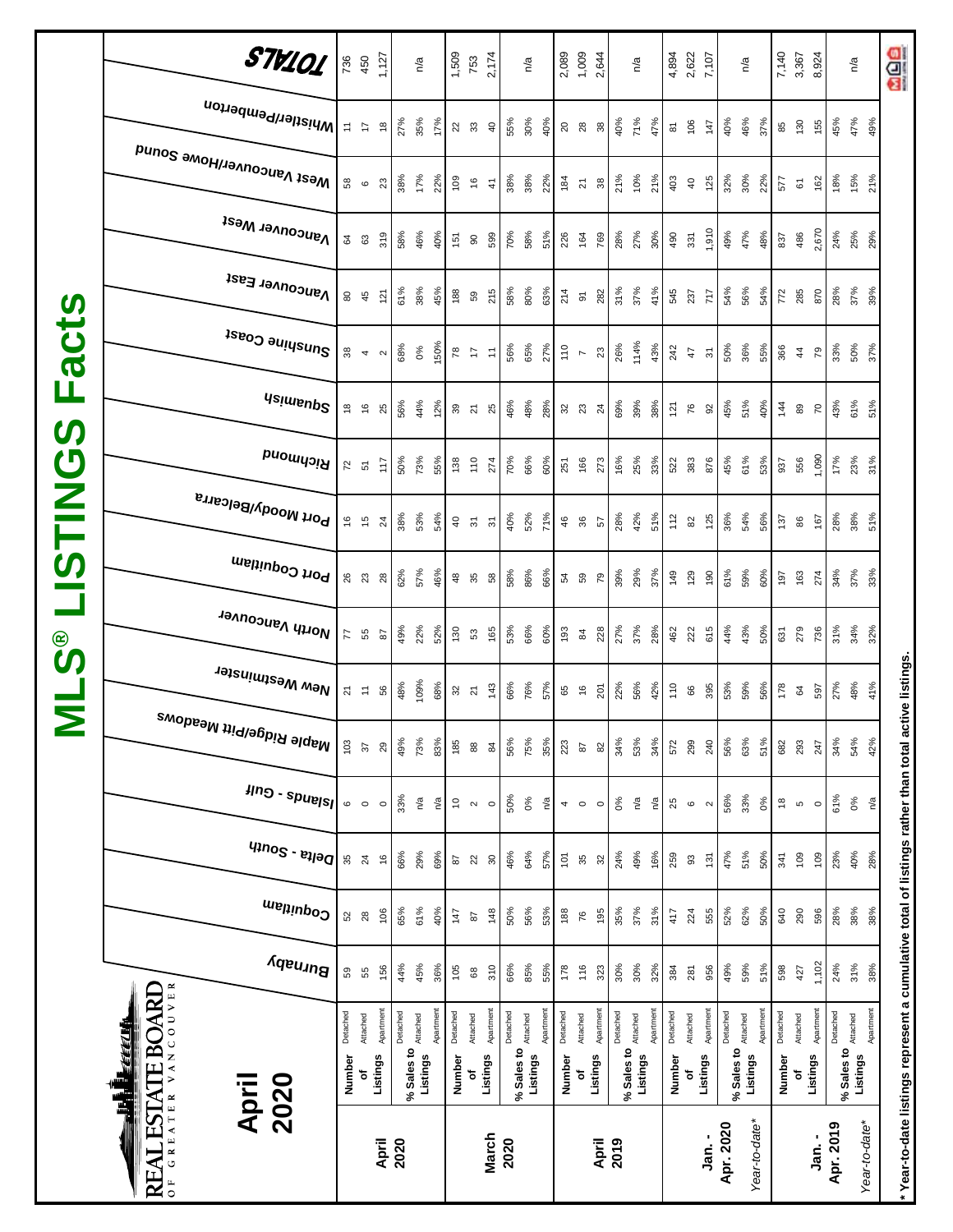# MLS® LISTINGS Facts

REAL ESTATE BOARD OF GREATER VANCOUVER

**April 2020**

| Period | Measure | Type | Burnaby | Coquitlam | Delta - South | Islands - Gulf | Maple Ridge/Pitt Meadows | New Westminster | North Vancouver | Port Coquitlam | Port Moody/Belcarra | Richmond | Squamish | Sunshine Coast | Vancouver East | Vancouver West | West Vancouver/Howe Sound | Whistler/Pemberton | TOTALS |
|---|---|---|---|---|---|---|---|---|---|---|---|---|---|---|---|---|---|---|---|
| **April 2020** | Number of Listings | Detached | 59 | 52 | 35 | 6 | 103 | 21 | 77 | 26 | 16 | 72 | 18 | 38 | 80 | 64 | 58 | 11 | 736 |
| | | Attached | 55 | 28 | 24 | 0 | 37 | 11 | 55 | 23 | 15 | 51 | 16 | 4 | 45 | 63 | 6 | 17 | 450 |
| | | Apartment | 156 | 106 | 16 | 0 | 29 | 56 | 87 | 28 | 24 | 117 | 25 | 2 | 121 | 319 | 23 | 18 | 1,127 |
| | % Sales to Listings | Detached | 44% | 65% | 66% | 33% | 49% | 48% | 49% | 62% | 38% | 50% | 56% | 68% | 61% | 58% | 38% | 27% | n/a |
| | | Attached | 45% | 61% | 29% | n/a | 73% | 109% | 22% | 57% | 53% | 73% | 44% | 0% | 38% | 46% | 17% | 35% | |
| | | Apartment | 36% | 40% | 69% | n/a | 83% | 68% | 52% | 46% | 54% | 55% | 12% | 150% | 45% | 40% | 22% | 17% | |
| **March 2020** | Number of Listings | Detached | 105 | 147 | 87 | 10 | 185 | 32 | 130 | 48 | 40 | 138 | 39 | 78 | 188 | 151 | 109 | 22 | 1,509 |
| | | Attached | 68 | 87 | 22 | 2 | 88 | 21 | 53 | 35 | 31 | 110 | 21 | 17 | 59 | 90 | 16 | 33 | 753 |
| | | Apartment | 310 | 148 | 30 | 0 | 84 | 143 | 165 | 58 | 31 | 274 | 25 | 11 | 215 | 599 | 41 | 40 | 2,174 |
| | % Sales to Listings | Detached | 66% | 50% | 46% | 50% | 56% | 66% | 53% | 58% | 40% | 70% | 46% | 56% | 58% | 70% | 38% | 55% | n/a |
| | | Attached | 85% | 56% | 64% | 0% | 75% | 76% | 66% | 86% | 52% | 66% | 48% | 65% | 80% | 58% | 38% | 30% | |
| | | Apartment | 55% | 53% | 57% | n/a | 35% | 57% | 60% | 66% | 71% | 60% | 28% | 27% | 63% | 51% | 22% | 40% | |
| **April 2019** | Number of Listings | Detached | 178 | 188 | 101 | 4 | 223 | 65 | 193 | 54 | 46 | 251 | 32 | 110 | 214 | 226 | 184 | 20 | 2,089 |
| | | Attached | 116 | 76 | 35 | 0 | 87 | 16 | 84 | 59 | 36 | 166 | 23 | 7 | 91 | 164 | 21 | 28 | 1,009 |
| | | Apartment | 323 | 195 | 32 | 0 | 82 | 201 | 228 | 79 | 57 | 273 | 24 | 23 | 282 | 769 | 38 | 38 | 2,644 |
| | % Sales to Listings | Detached | 30% | 35% | 24% | 0% | 34% | 22% | 27% | 39% | 28% | 16% | 69% | 26% | 31% | 28% | 21% | 40% | n/a |
| | | Attached | 30% | 37% | 49% | n/a | 53% | 56% | 37% | 29% | 42% | 25% | 39% | 114% | 37% | 27% | 10% | 71% | |
| | | Apartment | 32% | 31% | 16% | n/a | 34% | 42% | 28% | 37% | 51% | 33% | 38% | 43% | 41% | 30% | 21% | 47% | |
| **Jan. - Apr. 2020** *Year-to-date** | Number of Listings | Detached | 384 | 417 | 259 | 25 | 572 | 110 | 462 | 149 | 112 | 522 | 121 | 242 | 545 | 490 | 403 | 81 | 4,894 |
| | | Attached | 281 | 224 | 93 | 6 | 299 | 66 | 222 | 129 | 82 | 383 | 76 | 47 | 237 | 331 | 40 | 106 | 2,622 |
| | | Apartment | 956 | 555 | 131 | 2 | 240 | 395 | 615 | 190 | 125 | 876 | 92 | 31 | 717 | 1,910 | 125 | 147 | 7,107 |
| | % Sales to Listings | Detached | 49% | 52% | 47% | 56% | 56% | 53% | 44% | 61% | 36% | 45% | 45% | 50% | 54% | 49% | 32% | 40% | n/a |
| | | Attached | 59% | 62% | 51% | 33% | 63% | 59% | 43% | 59% | 54% | 61% | 51% | 36% | 56% | 47% | 30% | 46% | |
| | | Apartment | 51% | 50% | 50% | 0% | 51% | 56% | 50% | 60% | 56% | 53% | 40% | 55% | 54% | 48% | 22% | 37% | |
| **Jan. - Apr. 2019** *Year-to-date** | Number of Listings | Detached | 598 | 640 | 341 | 18 | 682 | 178 | 631 | 197 | 137 | 937 | 144 | 366 | 772 | 837 | 577 | 85 | 7,140 |
| | | Attached | 427 | 290 | 109 | 5 | 293 | 64 | 279 | 163 | 86 | 556 | 89 | 44 | 285 | 486 | 61 | 130 | 3,367 |
| | | Apartment | 1,102 | 596 | 109 | 0 | 247 | 597 | 736 | 274 | 167 | 1,090 | 70 | 79 | 870 | 2,670 | 162 | 155 | 8,924 |
| | % Sales to Listings | Detached | 24% | 28% | 23% | 61% | 34% | 27% | 31% | 34% | 28% | 17% | 43% | 33% | 28% | 24% | 18% | 45% | n/a |
| | | Attached | 31% | 38% | 40% | 0% | 54% | 48% | 34% | 37% | 38% | 23% | 61% | 50% | 37% | 25% | 15% | 47% | |
| | | Apartment | 38% | 38% | 28% | n/a | 42% | 41% | 32% | 33% | 51% | 31% | 51% | 37% | 39% | 29% | 21% | 49% | |

* Year-to-date listings represent a cumulative total of listings rather than total active listings.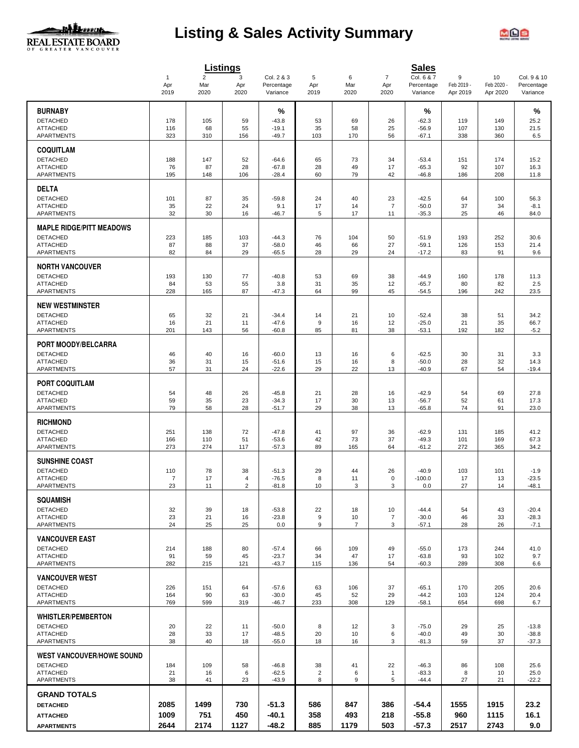# Listing & Sales Activity Summary

| | Listings | | | | Sales | | | | | |
|---|---|---|---|---|---|---|---|---|---|---|
| | 1<br>Apr<br>2019 | 2<br>Mar<br>2020 | 3<br>Apr<br>2020 | Col. 2 & 3<br>Percentage<br>Variance | 5<br>Apr<br>2019 | 6<br>Mar<br>2020 | 7<br>Apr<br>2020 | Col. 6 & 7<br>Percentage<br>Variance | 9<br>Feb 2019 -<br>Apr 2019 | 10<br>Feb 2020 -<br>Apr 2020 | Col. 9 & 10<br>Percentage<br>Variance |
| **BURNABY** | | | | % | | | | % | | | % |
| DETACHED | 178 | 105 | 59 | -43.8 | 53 | 69 | 26 | -62.3 | 119 | 149 | 25.2 |
| ATTACHED | 116 | 68 | 55 | -19.1 | 35 | 58 | 25 | -56.9 | 107 | 130 | 21.5 |
| APARTMENTS | 323 | 310 | 156 | -49.7 | 103 | 170 | 56 | -67.1 | 338 | 360 | 6.5 |
| **COQUITLAM** | | | | | | | | | | | |
| DETACHED | 188 | 147 | 52 | -64.6 | 65 | 73 | 34 | -53.4 | 151 | 174 | 15.2 |
| ATTACHED | 76 | 87 | 28 | -67.8 | 28 | 49 | 17 | -65.3 | 92 | 107 | 16.3 |
| APARTMENTS | 195 | 148 | 106 | -28.4 | 60 | 79 | 42 | -46.8 | 186 | 208 | 11.8 |
| **DELTA** | | | | | | | | | | | |
| DETACHED | 101 | 87 | 35 | -59.8 | 24 | 40 | 23 | -42.5 | 64 | 100 | 56.3 |
| ATTACHED | 35 | 22 | 24 | 9.1 | 17 | 14 | 7 | -50.0 | 37 | 34 | -8.1 |
| APARTMENTS | 32 | 30 | 16 | -46.7 | 5 | 17 | 11 | -35.3 | 25 | 46 | 84.0 |
| **MAPLE RIDGE/PITT MEADOWS** | | | | | | | | | | | |
| DETACHED | 223 | 185 | 103 | -44.3 | 76 | 104 | 50 | -51.9 | 193 | 252 | 30.6 |
| ATTACHED | 87 | 88 | 37 | -58.0 | 46 | 66 | 27 | -59.1 | 126 | 153 | 21.4 |
| APARTMENTS | 82 | 84 | 29 | -65.5 | 28 | 29 | 24 | -17.2 | 83 | 91 | 9.6 |
| **NORTH VANCOUVER** | | | | | | | | | | | |
| DETACHED | 193 | 130 | 77 | -40.8 | 53 | 69 | 38 | -44.9 | 160 | 178 | 11.3 |
| ATTACHED | 84 | 53 | 55 | 3.8 | 31 | 35 | 12 | -65.7 | 80 | 82 | 2.5 |
| APARTMENTS | 228 | 165 | 87 | -47.3 | 64 | 99 | 45 | -54.5 | 196 | 242 | 23.5 |
| **NEW WESTMINSTER** | | | | | | | | | | | |
| DETACHED | 65 | 32 | 21 | -34.4 | 14 | 21 | 10 | -52.4 | 38 | 51 | 34.2 |
| ATTACHED | 16 | 21 | 11 | -47.6 | 9 | 16 | 12 | -25.0 | 21 | 35 | 66.7 |
| APARTMENTS | 201 | 143 | 56 | -60.8 | 85 | 81 | 38 | -53.1 | 192 | 182 | -5.2 |
| **PORT MOODY/BELCARRA** | | | | | | | | | | | |
| DETACHED | 46 | 40 | 16 | -60.0 | 13 | 16 | 6 | -62.5 | 30 | 31 | 3.3 |
| ATTACHED | 36 | 31 | 15 | -51.6 | 15 | 16 | 8 | -50.0 | 28 | 32 | 14.3 |
| APARTMENTS | 57 | 31 | 24 | -22.6 | 29 | 22 | 13 | -40.9 | 67 | 54 | -19.4 |
| **PORT COQUITLAM** | | | | | | | | | | | |
| DETACHED | 54 | 48 | 26 | -45.8 | 21 | 28 | 16 | -42.9 | 54 | 69 | 27.8 |
| ATTACHED | 59 | 35 | 23 | -34.3 | 17 | 30 | 13 | -56.7 | 52 | 61 | 17.3 |
| APARTMENTS | 79 | 58 | 28 | -51.7 | 29 | 38 | 13 | -65.8 | 74 | 91 | 23.0 |
| **RICHMOND** | | | | | | | | | | | |
| DETACHED | 251 | 138 | 72 | -47.8 | 41 | 97 | 36 | -62.9 | 131 | 185 | 41.2 |
| ATTACHED | 166 | 110 | 51 | -53.6 | 42 | 73 | 37 | -49.3 | 101 | 169 | 67.3 |
| APARTMENTS | 273 | 274 | 117 | -57.3 | 89 | 165 | 64 | -61.2 | 272 | 365 | 34.2 |
| **SUNSHINE COAST** | | | | | | | | | | | |
| DETACHED | 110 | 78 | 38 | -51.3 | 29 | 44 | 26 | -40.9 | 103 | 101 | -1.9 |
| ATTACHED | 7 | 17 | 4 | -76.5 | 8 | 11 | 0 | -100.0 | 17 | 13 | -23.5 |
| APARTMENTS | 23 | 11 | 2 | -81.8 | 10 | 3 | 3 | 0.0 | 27 | 14 | -48.1 |
| **SQUAMISH** | | | | | | | | | | | |
| DETACHED | 32 | 39 | 18 | -53.8 | 22 | 18 | 10 | -44.4 | 54 | 43 | -20.4 |
| ATTACHED | 23 | 21 | 16 | -23.8 | 9 | 10 | 7 | -30.0 | 46 | 33 | -28.3 |
| APARTMENTS | 24 | 25 | 25 | 0.0 | 9 | 7 | 3 | -57.1 | 28 | 26 | -7.1 |
| **VANCOUVER EAST** | | | | | | | | | | | |
| DETACHED | 214 | 188 | 80 | -57.4 | 66 | 109 | 49 | -55.0 | 173 | 244 | 41.0 |
| ATTACHED | 91 | 59 | 45 | -23.7 | 34 | 47 | 17 | -63.8 | 93 | 102 | 9.7 |
| APARTMENTS | 282 | 215 | 121 | -43.7 | 115 | 136 | 54 | -60.3 | 289 | 308 | 6.6 |
| **VANCOUVER WEST** | | | | | | | | | | | |
| DETACHED | 226 | 151 | 64 | -57.6 | 63 | 106 | 37 | -65.1 | 170 | 205 | 20.6 |
| ATTACHED | 164 | 90 | 63 | -30.0 | 45 | 52 | 29 | -44.2 | 103 | 124 | 20.4 |
| APARTMENTS | 769 | 599 | 319 | -46.7 | 233 | 308 | 129 | -58.1 | 654 | 698 | 6.7 |
| **WHISTLER/PEMBERTON** | | | | | | | | | | | |
| DETACHED | 20 | 22 | 11 | -50.0 | 8 | 12 | 3 | -75.0 | 29 | 25 | -13.8 |
| ATTACHED | 28 | 33 | 17 | -48.5 | 20 | 10 | 6 | -40.0 | 49 | 30 | -38.8 |
| APARTMENTS | 38 | 40 | 18 | -55.0 | 18 | 16 | 3 | -81.3 | 59 | 37 | -37.3 |
| **WEST VANCOUVER/HOWE SOUND** | | | | | | | | | | | |
| DETACHED | 184 | 109 | 58 | -46.8 | 38 | 41 | 22 | -46.3 | 86 | 108 | 25.6 |
| ATTACHED | 21 | 16 | 6 | -62.5 | 2 | 6 | 1 | -83.3 | 8 | 10 | 25.0 |
| APARTMENTS | 38 | 41 | 23 | -43.9 | 8 | 9 | 5 | -44.4 | 27 | 21 | -22.2 |
| **GRAND TOTALS** | | | | | | | | | | | |
| **DETACHED** | **2085** | **1499** | **730** | **-51.3** | **586** | **847** | **386** | **-54.4** | **1555** | **1915** | **23.2** |
| **ATTACHED** | **1009** | **751** | **450** | **-40.1** | **358** | **493** | **218** | **-55.8** | **960** | **1115** | **16.1** |
| **APARTMENTS** | **2644** | **2174** | **1127** | **-48.2** | **885** | **1179** | **503** | **-57.3** | **2517** | **2743** | **9.0** |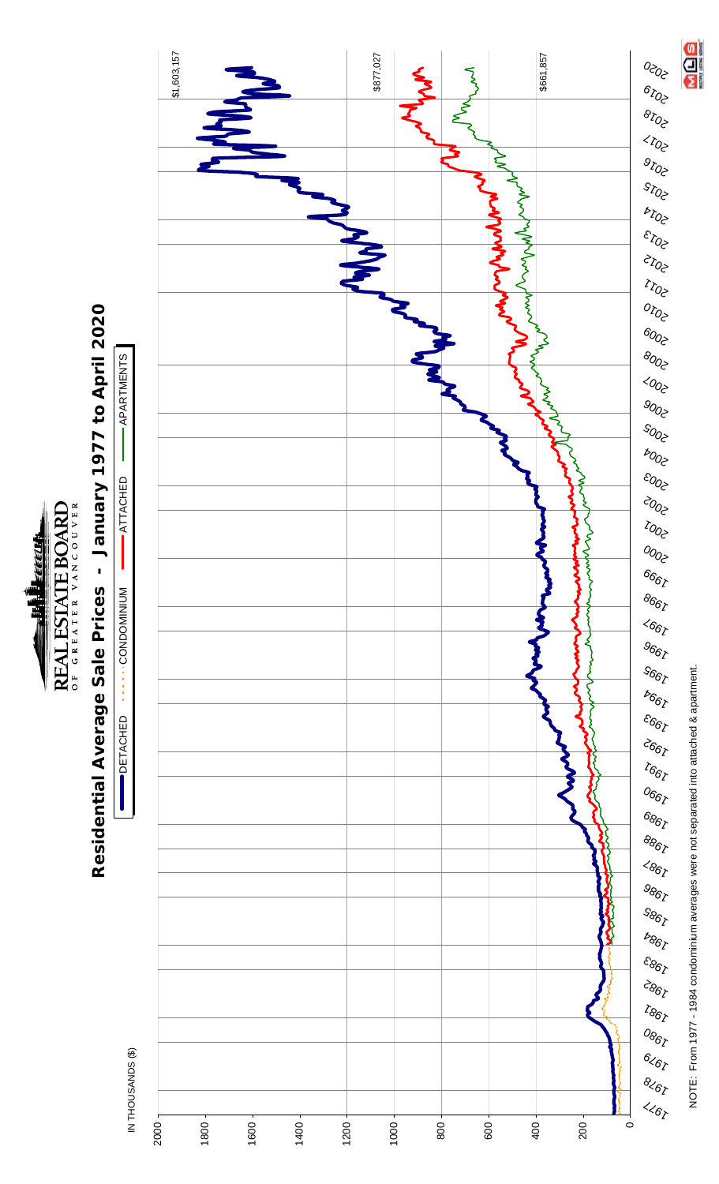REAL ESTATE BOARD OF GREATER VANCOUVER

# Residential Average Sale Prices - January 1977 to April 2020

DETACHED
CONDOMINIUM
ATTACHED
APARTMENTS

IN THOUSANDS ($)

2000
1800
1600
1400
1200
1000
800
600
400
200
0

1977
1978
1979
1980
1981
1982
1983
1984
1985
1986
1987
1988
1989
1990
1991
1992
1993
1994
1995
1996
1997
1998
1999
2000
2001
2002
2003
2004
2005
2006
2007
2008
2009
2010
2011
2012
2013
2014
2015
2016
2017
2018
2019
2020

$1,603,157
$877,027
$661,857

NOTE: From 1977 - 1984 condominium averages were not separated into attached & apartment.